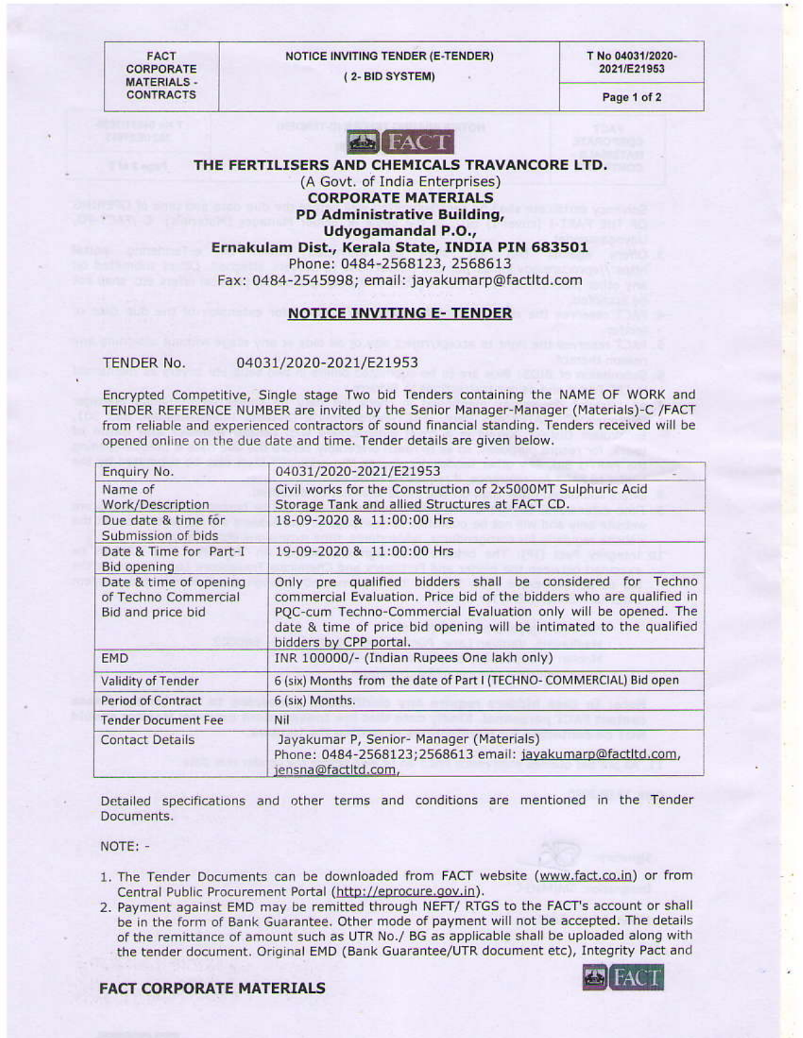| FACT CORPORATE MATERIALS - CONTRACTS | NOTICE INVITING TENDER (E-TENDER) ( 2- BID SYSTEM) | T No 04031/2020-2021/E21953 |
|---|---|---|

# THE FERTILISERS AND CHEMICALS TRAVANCORE LTD.

(A Govt. of India Enterprises)

**CORPORATE MATERIALS**

**PD Administrative Building,**

**Udyogamandal P.O.,**

**Ernakulam Dist., Kerala State, INDIA PIN 683501**

Phone: 0484-2568123, 2568613

Fax: 0484-2545998; email: jayakumarp@factltd.com

## NOTICE INVITING E- TENDER

TENDER No. 04031/2020-2021/E21953

Encrypted Competitive, Single stage Two bid Tenders containing the NAME OF WORK and TENDER REFERENCE NUMBER are invited by the Senior Manager-Manager (Materials)-C /FACT from reliable and experienced contractors of sound financial standing. Tenders received will be opened online on the due date and time. Tender details are given below.

| | |
|---|---|
| Enquiry No. | 04031/2020-2021/E21953 |
| Name of Work/Description | Civil works for the Construction of 2x5000MT Sulphuric Acid Storage Tank and allied Structures at FACT CD. |
| Due date & time for Submission of bids | 18-09-2020 & 11:00:00 Hrs |
| Date & Time for Part-I Bid opening | 19-09-2020 & 11:00:00 Hrs |
| Date & time of opening of Techno Commercial Bid and price bid | Only pre qualified bidders shall be considered for Techno commercial Evaluation. Price bid of the bidders who are qualified in PQC-cum Techno-Commercial Evaluation only will be opened. The date & time of price bid opening will be intimated to the qualified bidders by CPP portal. |
| EMD | INR 100000/- (Indian Rupees One lakh only) |
| Validity of Tender | 6 (six) Months from the date of Part I (TECHNO- COMMERCIAL) Bid open |
| Period of Contract | 6 (six) Months. |
| Tender Document Fee | Nil |
| Contact Details | Jayakumar P, Senior- Manager (Materials) Phone: 0484-2568123;2568613 email: jayakumarp@factltd.com, jensna@factltd.com, |

Detailed specifications and other terms and conditions are mentioned in the Tender Documents.

NOTE: -

1. The Tender Documents can be downloaded from FACT website (www.fact.co.in) or from Central Public Procurement Portal (http://eprocure.gov.in).
2. Payment against EMD may be remitted through NEFT/ RTGS to the FACT's account or shall be in the form of Bank Guarantee. Other mode of payment will not be accepted. The details of the remittance of amount such as UTR No./ BG as applicable shall be uploaded along with the tender document. Original EMD (Bank Guarantee/UTR document etc), Integrity Pact and

**FACT CORPORATE MATERIALS**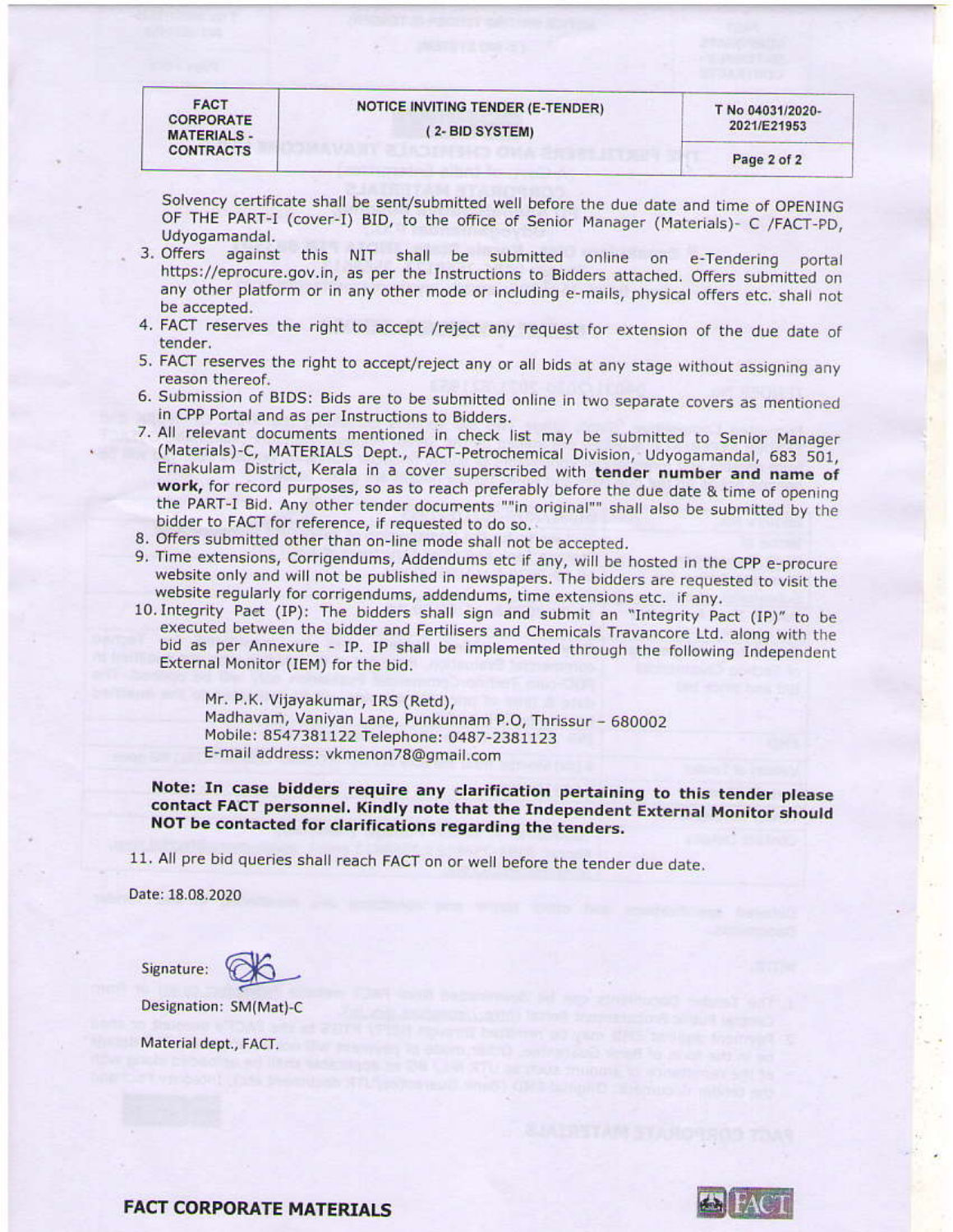| FACT CORPORATE MATERIALS - CONTRACTS | NOTICE INVITING TENDER (E-TENDER) ( 2- BID SYSTEM) | T No 04031/2020-2021/E21953 |
|---|---|---|

Solvency certificate shall be sent/submitted well before the due date and time of OPENING OF THE PART-I (cover-I) BID, to the office of Senior Manager (Materials)- C /FACT-PD, Udyogamandal.

3. Offers against this NIT shall be submitted online on e-Tendering portal https://eprocure.gov.in, as per the Instructions to Bidders attached. Offers submitted on any other platform or in any other mode or including e-mails, physical offers etc. shall not be accepted.
4. FACT reserves the right to accept /reject any request for extension of the due date of tender.
5. FACT reserves the right to accept/reject any or all bids at any stage without assigning any reason thereof.
6. Submission of BIDS: Bids are to be submitted online in two separate covers as mentioned in CPP Portal and as per Instructions to Bidders.
7. All relevant documents mentioned in check list may be submitted to Senior Manager (Materials)-C, MATERIALS Dept., FACT-Petrochemical Division, Udyogamandal, 683 501, Ernakulam District, Kerala in a cover superscribed with **tender number and name of work,** for record purposes, so as to reach preferably before the due date & time of opening the PART-I Bid. Any other tender documents ""in original"" shall also be submitted by the bidder to FACT for reference, if requested to do so.
8. Offers submitted other than on-line mode shall not be accepted.
9. Time extensions, Corrigendums, Addendums etc if any, will be hosted in the CPP e-procure website only and will not be published in newspapers. The bidders are requested to visit the website regularly for corrigendums, addendums, time extensions etc. if any.
10. Integrity Pact (IP): The bidders shall sign and submit an "Integrity Pact (IP)" to be executed between the bidder and Fertilisers and Chemicals Travancore Ltd. along with the bid as per Annexure - IP. IP shall be implemented through the following Independent External Monitor (IEM) for the bid.

    Mr. P.K. Vijayakumar, IRS (Retd),
    Madhavam, Vaniyan Lane, Punkunnam P.O, Thrissur – 680002
    Mobile: 8547381122 Telephone: 0487-2381123
    E-mail address: vkmenon78@gmail.com

**Note: In case bidders require any clarification pertaining to this tender please contact FACT personnel. Kindly note that the Independent External Monitor should NOT be contacted for clarifications regarding the tenders.**

11. All pre bid queries shall reach FACT on or well before the tender due date.

Date: 18.08.2020

Signature:

Designation: SM(Mat)-C

Material dept., FACT.

**FACT CORPORATE MATERIALS**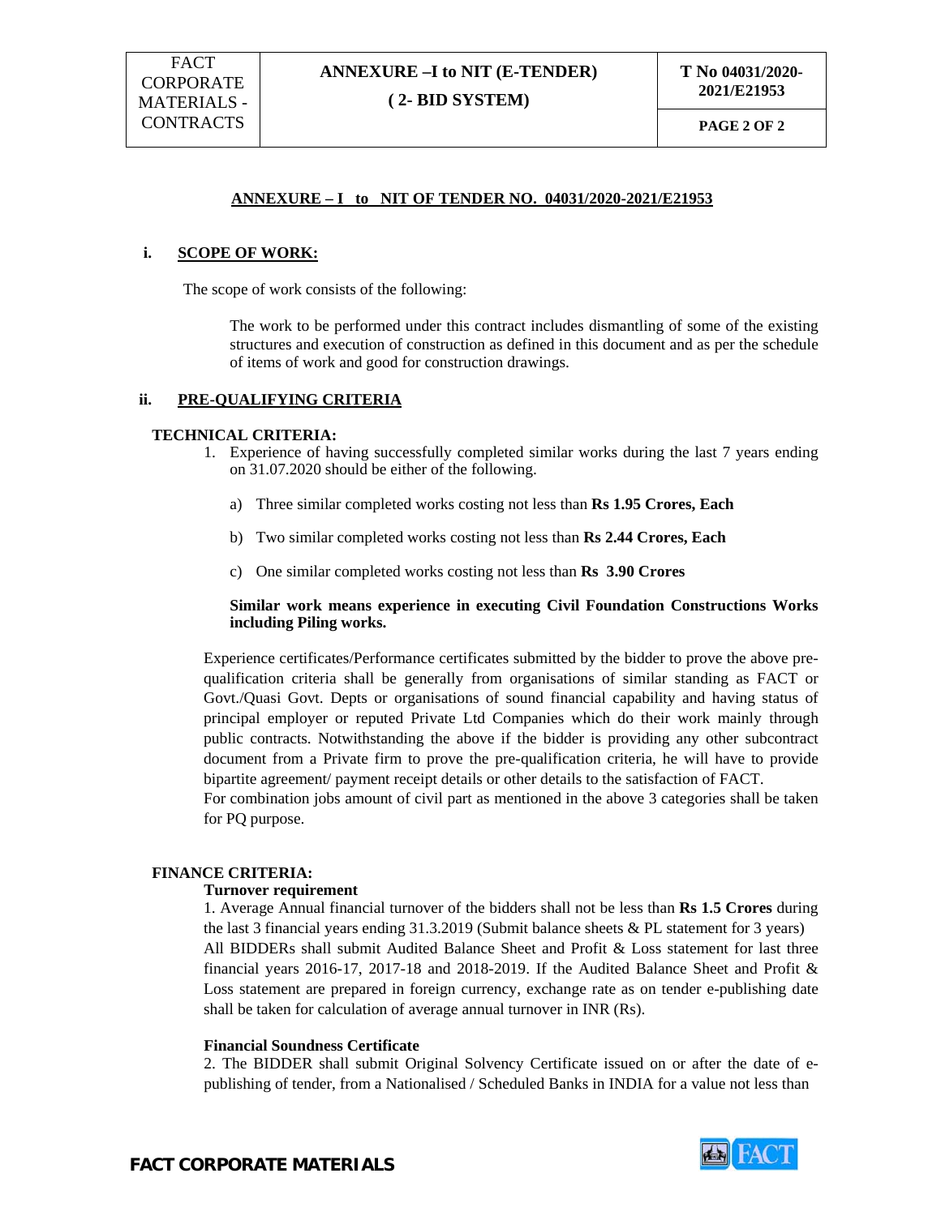## ANNEXURE – I to NIT OF TENDER NO. 04031/2020-2021/E21953

### i. SCOPE OF WORK:

The scope of work consists of the following:

The work to be performed under this contract includes dismantling of some of the existing structures and execution of construction as defined in this document and as per the schedule of items of work and good for construction drawings.

### ii. PRE-QUALIFYING CRITERIA

**TECHNICAL CRITERIA:**

1. Experience of having successfully completed similar works during the last 7 years ending on 31.07.2020 should be either of the following.

   a) Three similar completed works costing not less than **Rs 1.95 Crores, Each**

   b) Two similar completed works costing not less than **Rs 2.44 Crores, Each**

   c) One similar completed works costing not less than **Rs 3.90 Crores**

   **Similar work means experience in executing Civil Foundation Constructions Works including Piling works.**

Experience certificates/Performance certificates submitted by the bidder to prove the above pre-qualification criteria shall be generally from organisations of similar standing as FACT or Govt./Quasi Govt. Depts or organisations of sound financial capability and having status of principal employer or reputed Private Ltd Companies which do their work mainly through public contracts. Notwithstanding the above if the bidder is providing any other subcontract document from a Private firm to prove the pre-qualification criteria, he will have to provide bipartite agreement/ payment receipt details or other details to the satisfaction of FACT.
For combination jobs amount of civil part as mentioned in the above 3 categories shall be taken for PQ purpose.

**FINANCE CRITERIA:**

**Turnover requirement**

1. Average Annual financial turnover of the bidders shall not be less than **Rs 1.5 Crores** during the last 3 financial years ending 31.3.2019 (Submit balance sheets & PL statement for 3 years)
All BIDDERs shall submit Audited Balance Sheet and Profit & Loss statement for last three financial years 2016-17, 2017-18 and 2018-2019. If the Audited Balance Sheet and Profit & Loss statement are prepared in foreign currency, exchange rate as on tender e-publishing date shall be taken for calculation of average annual turnover in INR (Rs).

**Financial Soundness Certificate**

2. The BIDDER shall submit Original Solvency Certificate issued on or after the date of e-publishing of tender, from a Nationalised / Scheduled Banks in INDIA for a value not less than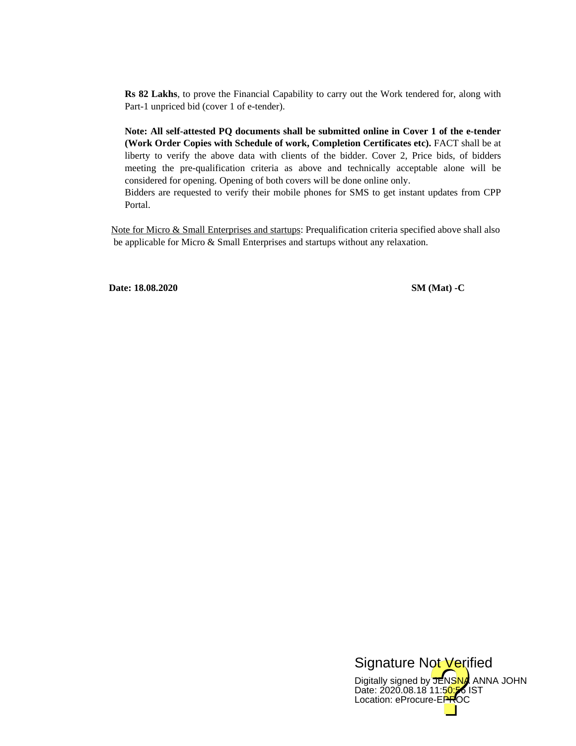**Rs 82 Lakhs**, to prove the Financial Capability to carry out the Work tendered for, along with Part-1 unpriced bid (cover 1 of e-tender).

**Note: All self-attested PQ documents shall be submitted online in Cover 1 of the e-tender (Work Order Copies with Schedule of work, Completion Certificates etc).** FACT shall be at liberty to verify the above data with clients of the bidder. Cover 2, Price bids, of bidders meeting the pre-qualification criteria as above and technically acceptable alone will be considered for opening. Opening of both covers will be done online only.
Bidders are requested to verify their mobile phones for SMS to get instant updates from CPP Portal.

Note for Micro & Small Enterprises and startups: Prequalification criteria specified above shall also be applicable for Micro & Small Enterprises and startups without any relaxation.

**Date: 18.08.2020** **SM (Mat) -C**

Signature Not Verified
Digitally signed by JENSNA ANNA JOHN
Date: 2020.08.18 11:50:56 IST
Location: eProcure-EPROC